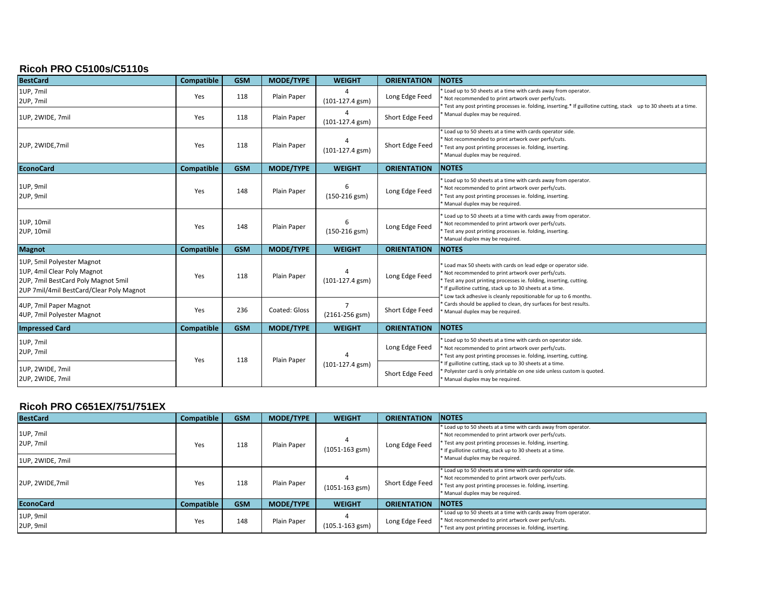## Ricoh PRO C5100s/C5110s

| BestCard | Compatible | GSM | MODE/TYPE | WEIGHT | ORIENTATION | NOTES |
|---|---|---|---|---|---|---|
| 1UP, 7mil<br>2UP, 7mil | Yes | 118 | Plain Paper | 4<br>(101-127.4 gsm) | Long Edge Feed | * Load up to 50 sheets at a time with cards away from operator.<br>* Not recommended to print artwork over perfs/cuts.<br>* Test any post printing processes ie. folding, inserting.* If guillotine cutting, stack up to 30 sheets at a time.<br>* Manual duplex may be required. |
| 1UP, 2WIDE, 7mil | Yes | 118 | Plain Paper | 4<br>(101-127.4 gsm) | Short Edge Feed | |
| 2UP, 2WIDE,7mil | Yes | 118 | Plain Paper | 4<br>(101-127.4 gsm) | Short Edge Feed | * Load up to 50 sheets at a time with cards operator side.<br>* Not recommended to print artwork over perfs/cuts.<br>* Test any post printing processes ie. folding, inserting.<br>* Manual duplex may be required. |

| EconoCard | Compatible | GSM | MODE/TYPE | WEIGHT | ORIENTATION | NOTES |
|---|---|---|---|---|---|---|
| 1UP, 9mil<br>2UP, 9mil | Yes | 148 | Plain Paper | 6<br>(150-216 gsm) | Long Edge Feed | * Load up to 50 sheets at a time with cards away from operator.<br>* Not recommended to print artwork over perfs/cuts.<br>* Test any post printing processes ie. folding, inserting.<br>* Manual duplex may be required. |
| 1UP, 10mil<br>2UP, 10mil | Yes | 148 | Plain Paper | 6<br>(150-216 gsm) | Long Edge Feed | * Load up to 50 sheets at a time with cards away from operator.<br>* Not recommended to print artwork over perfs/cuts.<br>* Test any post printing processes ie. folding, inserting.<br>* Manual duplex may be required. |

| Magnot | Compatible | GSM | MODE/TYPE | WEIGHT | ORIENTATION | NOTES |
|---|---|---|---|---|---|---|
| 1UP, 5mil Polyester Magnot<br>1UP, 4mil Clear Poly Magnot<br>2UP, 7mil BestCard Poly Magnot 5mil<br>2UP 7mil/4mil BestCard/Clear Poly Magnot | Yes | 118 | Plain Paper | 4<br>(101-127.4 gsm) | Long Edge Feed | * Load max 50 sheets with cards on lead edge or operator side.<br>* Not recommended to print artwork over perfs/cuts.<br>* Test any post printing processes ie. folding, inserting, cutting.<br>* If guillotine cutting, stack up to 30 sheets at a time.<br>* Low tack adhesive is cleanly repositionable for up to 6 months.<br>* Cards should be applied to clean, dry surfaces for best results.<br>* Manual duplex may be required. |
| 4UP, 7mil Paper Magnot<br>4UP, 7mil Polyester Magnot | Yes | 236 | Coated: Gloss | 7<br>(2161-256 gsm) | Short Edge Feed | |

| Impressed Card | Compatible | GSM | MODE/TYPE | WEIGHT | ORIENTATION | NOTES |
|---|---|---|---|---|---|---|
| 1UP, 7mil<br>2UP, 7mil | Yes | 118 | Plain Paper | 4<br>(101-127.4 gsm) | Long Edge Feed | * Load up to 50 sheets at a time with cards on operator side.<br>* Not recommended to print artwork over perfs/cuts.<br>* Test any post printing processes ie. folding, inserting, cutting.<br>* If guillotine cutting, stack up to 30 sheets at a time.<br>* Polyester card is only printable on one side unless custom is quoted.<br>* Manual duplex may be required. |
| 1UP, 2WIDE, 7mil<br>2UP, 2WIDE, 7mil | | | | | Short Edge Feed | |

## Ricoh PRO C651EX/751/751EX

| BestCard | Compatible | GSM | MODE/TYPE | WEIGHT | ORIENTATION | NOTES |
|---|---|---|---|---|---|---|
| 1UP, 7mil<br>2UP, 7mil | Yes | 118 | Plain Paper | 4<br>(1051-163 gsm) | Long Edge Feed | * Load up to 50 sheets at a time with cards away from operator.<br>* Not recommended to print artwork over perfs/cuts.<br>* Test any post printing processes ie. folding, inserting.<br>* If guillotine cutting, stack up to 30 sheets at a time.<br>* Manual duplex may be required. |
| 1UP, 2WIDE, 7mil | | | | | | |
| 2UP, 2WIDE,7mil | Yes | 118 | Plain Paper | 4<br>(1051-163 gsm) | Short Edge Feed | * Load up to 50 sheets at a time with cards operator side.<br>* Not recommended to print artwork over perfs/cuts.<br>* Test any post printing processes ie. folding, inserting.<br>* Manual duplex may be required. |

| EconoCard | Compatible | GSM | MODE/TYPE | WEIGHT | ORIENTATION | NOTES |
|---|---|---|---|---|---|---|
| 1UP, 9mil<br>2UP, 9mil | Yes | 148 | Plain Paper | 4<br>(105.1-163 gsm) | Long Edge Feed | * Load up to 50 sheets at a time with cards away from operator.<br>* Not recommended to print artwork over perfs/cuts.<br>* Test any post printing processes ie. folding, inserting. |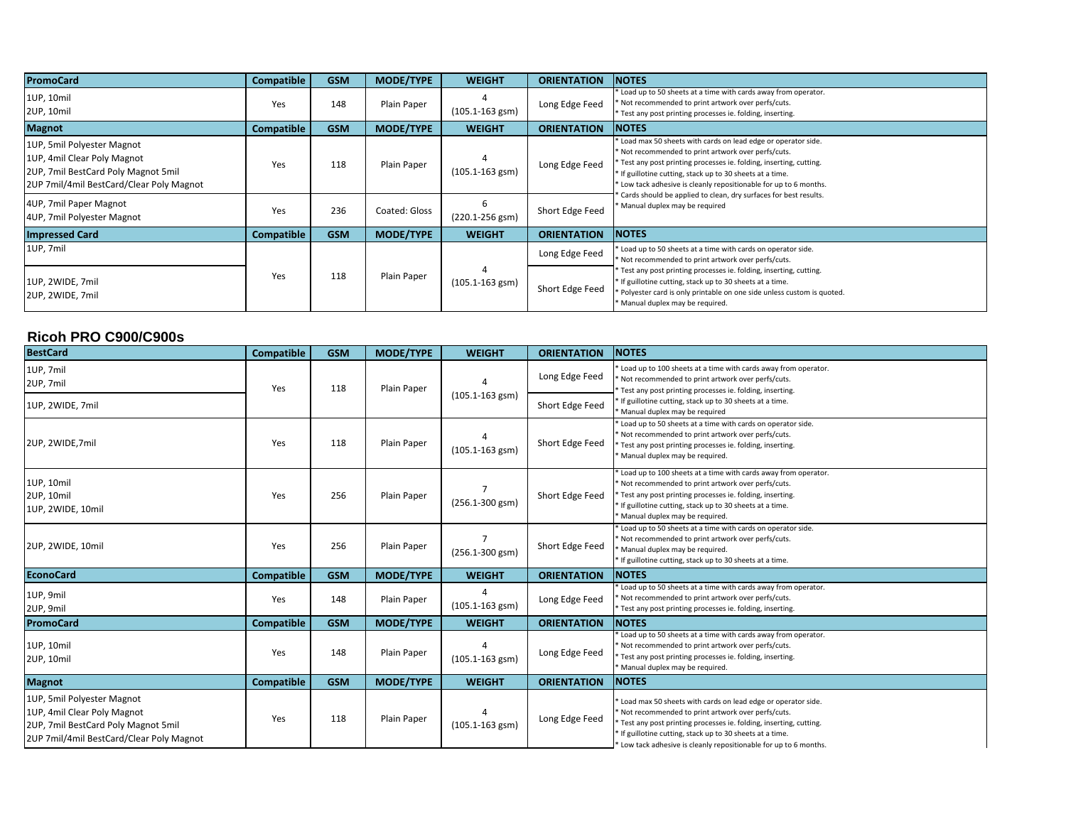| PromoCard | Compatible | GSM | MODE/TYPE | WEIGHT | ORIENTATION | NOTES |
|---|---|---|---|---|---|---|
| 1UP, 10mil<br>2UP, 10mil | Yes | 148 | Plain Paper | 4<br>(105.1-163 gsm) | Long Edge Feed | * Load up to 50 sheets at a time with cards away from operator.<br>* Not recommended to print artwork over perfs/cuts.<br>* Test any post printing processes ie. folding, inserting. |

| Magnot | Compatible | GSM | MODE/TYPE | WEIGHT | ORIENTATION | NOTES |
|---|---|---|---|---|---|---|
| 1UP, 5mil Polyester Magnot<br>1UP, 4mil Clear Poly Magnot<br>2UP, 7mil BestCard Poly Magnot 5mil<br>2UP 7mil/4mil BestCard/Clear Poly Magnot | Yes | 118 | Plain Paper | 4<br>(105.1-163 gsm) | Long Edge Feed | * Load max 50 sheets with cards on lead edge or operator side.<br>* Not recommended to print artwork over perfs/cuts.<br>* Test any post printing processes ie. folding, inserting, cutting.<br>* If guillotine cutting, stack up to 30 sheets at a time.<br>* Low tack adhesive is cleanly repositionable for up to 6 months.<br>* Cards should be applied to clean, dry surfaces for best results.<br>* Manual duplex may be required |
| 4UP, 7mil Paper Magnot<br>4UP, 7mil Polyester Magnot | Yes | 236 | Coated: Gloss | 6<br>(220.1-256 gsm) | Short Edge Feed | |

| Impressed Card | Compatible | GSM | MODE/TYPE | WEIGHT | ORIENTATION | NOTES |
|---|---|---|---|---|---|---|
| 1UP, 7mil | Yes | 118 | Plain Paper | 4<br>(105.1-163 gsm) | Long Edge Feed | * Load up to 50 sheets at a time with cards on operator side.<br>* Not recommended to print artwork over perfs/cuts.<br>* Test any post printing processes ie. folding, inserting, cutting.<br>* If guillotine cutting, stack up to 30 sheets at a time.<br>* Polyester card is only printable on one side unless custom is quoted.<br>* Manual duplex may be required. |
| 1UP, 2WIDE, 7mil<br>2UP, 2WIDE, 7mil | | | | | Short Edge Feed | |

## Ricoh PRO C900/C900s

| BestCard | Compatible | GSM | MODE/TYPE | WEIGHT | ORIENTATION | NOTES |
|---|---|---|---|---|---|---|
| 1UP, 7mil<br>2UP, 7mil | Yes | 118 | Plain Paper | 4<br>(105.1-163 gsm) | Long Edge Feed | * Load up to 100 sheets at a time with cards away from operator.<br>* Not recommended to print artwork over perfs/cuts.<br>* Test any post printing processes ie. folding, inserting.<br>* If guillotine cutting, stack up to 30 sheets at a time.<br>* Manual duplex may be required |
| 1UP, 2WIDE, 7mil | | | | | Short Edge Feed | |
| 2UP, 2WIDE,7mil | Yes | 118 | Plain Paper | 4<br>(105.1-163 gsm) | Short Edge Feed | * Load up to 50 sheets at a time with cards on operator side.<br>* Not recommended to print artwork over perfs/cuts.<br>* Test any post printing processes ie. folding, inserting.<br>* Manual duplex may be required. |
| 1UP, 10mil<br>2UP, 10mil<br>1UP, 2WIDE, 10mil | Yes | 256 | Plain Paper | 7<br>(256.1-300 gsm) | Short Edge Feed | * Load up to 100 sheets at a time with cards away from operator.<br>* Not recommended to print artwork over perfs/cuts.<br>* Test any post printing processes ie. folding, inserting.<br>* If guillotine cutting, stack up to 30 sheets at a time.<br>* Manual duplex may be required. |
| 2UP, 2WIDE, 10mil | Yes | 256 | Plain Paper | 7<br>(256.1-300 gsm) | Short Edge Feed | * Load up to 50 sheets at a time with cards on operator side.<br>* Not recommended to print artwork over perfs/cuts.<br>* Manual duplex may be required.<br>* If guillotine cutting, stack up to 30 sheets at a time. |

| EconoCard | Compatible | GSM | MODE/TYPE | WEIGHT | ORIENTATION | NOTES |
|---|---|---|---|---|---|---|
| 1UP, 9mil<br>2UP, 9mil | Yes | 148 | Plain Paper | 4<br>(105.1-163 gsm) | Long Edge Feed | * Load up to 50 sheets at a time with cards away from operator.<br>* Not recommended to print artwork over perfs/cuts.<br>* Test any post printing processes ie. folding, inserting. |

| PromoCard | Compatible | GSM | MODE/TYPE | WEIGHT | ORIENTATION | NOTES |
|---|---|---|---|---|---|---|
| 1UP, 10mil<br>2UP, 10mil | Yes | 148 | Plain Paper | 4<br>(105.1-163 gsm) | Long Edge Feed | * Load up to 50 sheets at a time with cards away from operator.<br>* Not recommended to print artwork over perfs/cuts.<br>* Test any post printing processes ie. folding, inserting.<br>* Manual duplex may be required. |

| Magnot | Compatible | GSM | MODE/TYPE | WEIGHT | ORIENTATION | NOTES |
|---|---|---|---|---|---|---|
| 1UP, 5mil Polyester Magnot<br>1UP, 4mil Clear Poly Magnot<br>2UP, 7mil BestCard Poly Magnot 5mil<br>2UP 7mil/4mil BestCard/Clear Poly Magnot | Yes | 118 | Plain Paper | 4<br>(105.1-163 gsm) | Long Edge Feed | * Load max 50 sheets with cards on lead edge or operator side.<br>* Not recommended to print artwork over perfs/cuts.<br>* Test any post printing processes ie. folding, inserting, cutting.<br>* If guillotine cutting, stack up to 30 sheets at a time.<br>* Low tack adhesive is cleanly repositionable for up to 6 months. |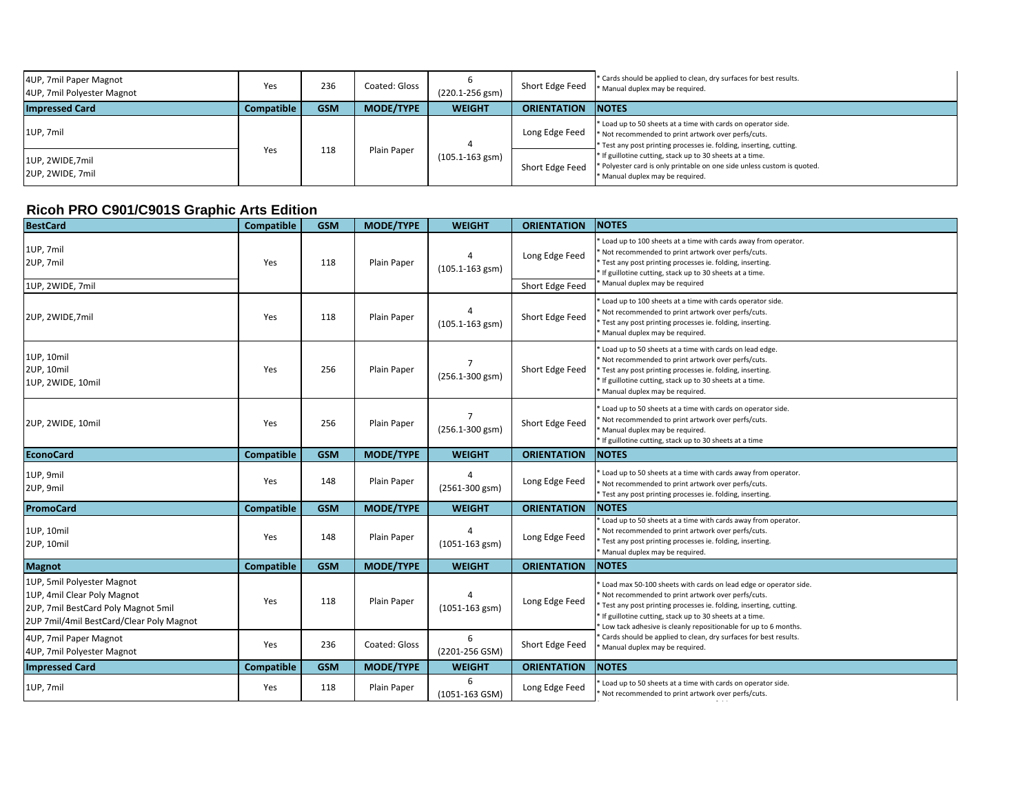| | | | | | | |
|---|---|---|---|---|---|---|
| 4UP, 7mil Paper Magnot<br>4UP, 7mil Polyester Magnot | Yes | 236 | Coated: Gloss | 6<br>(220.1-256 gsm) | Short Edge Feed | * Cards should be applied to clean, dry surfaces for best results.<br>* Manual duplex may be required. |
| **Impressed Card** | **Compatible** | **GSM** | **MODE/TYPE** | **WEIGHT** | **ORIENTATION** | **NOTES** |
| 1UP, 7mil | Yes | 118 | Plain Paper | 4<br>(105.1-163 gsm) | Long Edge Feed | * Load up to 50 sheets at a time with cards on operator side.<br>* Not recommended to print artwork over perfs/cuts.<br>* Test any post printing processes ie. folding, inserting, cutting.<br>* If guillotine cutting, stack up to 30 sheets at a time.<br>* Polyester card is only printable on one side unless custom is quoted.<br>* Manual duplex may be required. |
| 1UP, 2WIDE,7mil<br>2UP, 2WIDE, 7mil | | | | | Short Edge Feed | |

## Ricoh PRO C901/C901S Graphic Arts Edition

| **BestCard** | **Compatible** | **GSM** | **MODE/TYPE** | **WEIGHT** | **ORIENTATION** | **NOTES** |
|---|---|---|---|---|---|---|
| 1UP, 7mil<br>2UP, 7mil | Yes | 118 | Plain Paper | 4<br>(105.1-163 gsm) | Long Edge Feed | * Load up to 100 sheets at a time with cards away from operator.<br>* Not recommended to print artwork over perfs/cuts.<br>* Test any post printing processes ie. folding, inserting.<br>* If guillotine cutting, stack up to 30 sheets at a time.<br>* Manual duplex may be required |
| 1UP, 2WIDE, 7mil | | | | | Short Edge Feed | |
| 2UP, 2WIDE,7mil | Yes | 118 | Plain Paper | 4<br>(105.1-163 gsm) | Short Edge Feed | * Load up to 100 sheets at a time with cards operator side.<br>* Not recommended to print artwork over perfs/cuts.<br>* Test any post printing processes ie. folding, inserting.<br>* Manual duplex may be required. |
| 1UP, 10mil<br>2UP, 10mil<br>1UP, 2WIDE, 10mil | Yes | 256 | Plain Paper | 7<br>(256.1-300 gsm) | Short Edge Feed | * Load up to 50 sheets at a time with cards on lead edge.<br>* Not recommended to print artwork over perfs/cuts.<br>* Test any post printing processes ie. folding, inserting.<br>* If guillotine cutting, stack up to 30 sheets at a time.<br>* Manual duplex may be required. |
| 2UP, 2WIDE, 10mil | Yes | 256 | Plain Paper | 7<br>(256.1-300 gsm) | Short Edge Feed | * Load up to 50 sheets at a time with cards on operator side.<br>* Not recommended to print artwork over perfs/cuts.<br>* Manual duplex may be required.<br>* If guillotine cutting, stack up to 30 sheets at a time |
| **EconoCard** | **Compatible** | **GSM** | **MODE/TYPE** | **WEIGHT** | **ORIENTATION** | **NOTES** |
| 1UP, 9mil<br>2UP, 9mil | Yes | 148 | Plain Paper | 4<br>(2561-300 gsm) | Long Edge Feed | * Load up to 50 sheets at a time with cards away from operator.<br>* Not recommended to print artwork over perfs/cuts.<br>* Test any post printing processes ie. folding, inserting. |
| **PromoCard** | **Compatible** | **GSM** | **MODE/TYPE** | **WEIGHT** | **ORIENTATION** | **NOTES** |
| 1UP, 10mil<br>2UP, 10mil | Yes | 148 | Plain Paper | 4<br>(1051-163 gsm) | Long Edge Feed | * Load up to 50 sheets at a time with cards away from operator.<br>* Not recommended to print artwork over perfs/cuts.<br>* Test any post printing processes ie. folding, inserting.<br>* Manual duplex may be required. |
| **Magnot** | **Compatible** | **GSM** | **MODE/TYPE** | **WEIGHT** | **ORIENTATION** | **NOTES** |
| 1UP, 5mil Polyester Magnot<br>1UP, 4mil Clear Poly Magnot<br>2UP, 7mil BestCard Poly Magnot 5mil<br>2UP 7mil/4mil BestCard/Clear Poly Magnot | Yes | 118 | Plain Paper | 4<br>(1051-163 gsm) | Long Edge Feed | * Load max 50-100 sheets with cards on lead edge or operator side.<br>* Not recommended to print artwork over perfs/cuts.<br>* Test any post printing processes ie. folding, inserting, cutting.<br>* If guillotine cutting, stack up to 30 sheets at a time.<br>* Low tack adhesive is cleanly repositionable for up to 6 months.<br>* Cards should be applied to clean, dry surfaces for best results.<br>* Manual duplex may be required. |
| 4UP, 7mil Paper Magnot<br>4UP, 7mil Polyester Magnot | Yes | 236 | Coated: Gloss | 6<br>(2201-256 GSM) | Short Edge Feed | |
| **Impressed Card** | **Compatible** | **GSM** | **MODE/TYPE** | **WEIGHT** | **ORIENTATION** | **NOTES** |
| 1UP, 7mil | Yes | 118 | Plain Paper | 6<br>(1051-163 GSM) | Long Edge Feed | * Load up to 50 sheets at a time with cards on operator side.<br>* Not recommended to print artwork over perfs/cuts. |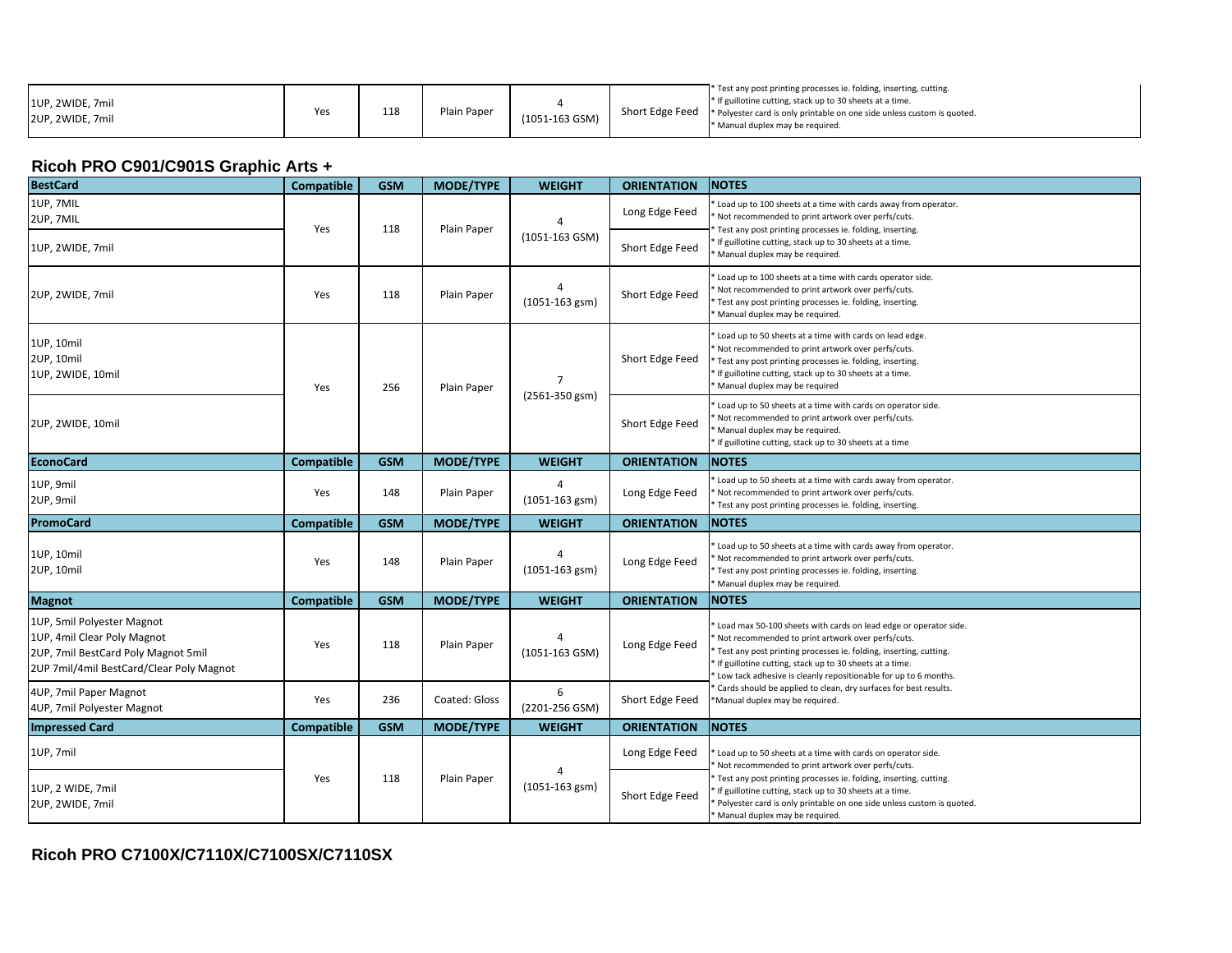| | Compatible | GSM | MODE/TYPE | WEIGHT | ORIENTATION | NOTES |
|---|---|---|---|---|---|---|
| 1UP, 2WIDE, 7mil<br>2UP, 2WIDE, 7mil | Yes | 118 | Plain Paper | 4<br>(1051-163 GSM) | Short Edge Feed | * Test any post printing processes ie. folding, inserting, cutting.<br>* If guillotine cutting, stack up to 30 sheets at a time.<br>* Polyester card is only printable on one side unless custom is quoted.<br>* Manual duplex may be required. |

## Ricoh PRO C901/C901S Graphic Arts +

| BestCard | Compatible | GSM | MODE/TYPE | WEIGHT | ORIENTATION | NOTES |
|---|---|---|---|---|---|---|
| 1UP, 7MIL<br>2UP, 7MIL | Yes | 118 | Plain Paper | 4<br>(1051-163 GSM) | Long Edge Feed | * Load up to 100 sheets at a time with cards away from operator.<br>* Not recommended to print artwork over perfs/cuts.<br>* Test any post printing processes ie. folding, inserting.<br>* If guillotine cutting, stack up to 30 sheets at a time.<br>* Manual duplex may be required. |
| 1UP, 2WIDE, 7mil | | | | | Short Edge Feed | |
| 2UP, 2WIDE, 7mil | Yes | 118 | Plain Paper | 4<br>(1051-163 gsm) | Short Edge Feed | * Load up to 100 sheets at a time with cards operator side.<br>* Not recommended to print artwork over perfs/cuts.<br>* Test any post printing processes ie. folding, inserting.<br>* Manual duplex may be required. |
| 1UP, 10mil<br>2UP, 10mil<br>1UP, 2WIDE, 10mil | Yes | 256 | Plain Paper | 7<br>(2561-350 gsm) | Short Edge Feed | * Load up to 50 sheets at a time with cards on lead edge.<br>* Not recommended to print artwork over perfs/cuts.<br>* Test any post printing processes ie. folding, inserting.<br>* If guillotine cutting, stack up to 30 sheets at a time.<br>* Manual duplex may be required |
| 2UP, 2WIDE, 10mil | | | | | Short Edge Feed | * Load up to 50 sheets at a time with cards on operator side.<br>* Not recommended to print artwork over perfs/cuts.<br>* Manual duplex may be required.<br>* If guillotine cutting, stack up to 30 sheets at a time |
| **EconoCard** | **Compatible** | **GSM** | **MODE/TYPE** | **WEIGHT** | **ORIENTATION** | **NOTES** |
| 1UP, 9mil<br>2UP, 9mil | Yes | 148 | Plain Paper | 4<br>(1051-163 gsm) | Long Edge Feed | * Load up to 50 sheets at a time with cards away from operator.<br>* Not recommended to print artwork over perfs/cuts.<br>* Test any post printing processes ie. folding, inserting. |
| **PromoCard** | **Compatible** | **GSM** | **MODE/TYPE** | **WEIGHT** | **ORIENTATION** | **NOTES** |
| 1UP, 10mil<br>2UP, 10mil | Yes | 148 | Plain Paper | 4<br>(1051-163 gsm) | Long Edge Feed | * Load up to 50 sheets at a time with cards away from operator.<br>* Not recommended to print artwork over perfs/cuts.<br>* Test any post printing processes ie. folding, inserting.<br>* Manual duplex may be required. |
| **Magnot** | **Compatible** | **GSM** | **MODE/TYPE** | **WEIGHT** | **ORIENTATION** | **NOTES** |
| 1UP, 5mil Polyester Magnot<br>1UP, 4mil Clear Poly Magnot<br>2UP, 7mil BestCard Poly Magnot 5mil<br>2UP 7mil/4mil BestCard/Clear Poly Magnot | Yes | 118 | Plain Paper | 4<br>(1051-163 GSM) | Long Edge Feed | * Load max 50-100 sheets with cards on lead edge or operator side.<br>* Not recommended to print artwork over perfs/cuts.<br>* Test any post printing processes ie. folding, inserting, cutting.<br>* If guillotine cutting, stack up to 30 sheets at a time.<br>* Low tack adhesive is cleanly repositionable for up to 6 months.<br>* Cards should be applied to clean, dry surfaces for best results.<br>*Manual duplex may be required. |
| 4UP, 7mil Paper Magnot<br>4UP, 7mil Polyester Magnot | Yes | 236 | Coated: Gloss | 6<br>(2201-256 GSM) | Short Edge Feed | |
| **Impressed Card** | **Compatible** | **GSM** | **MODE/TYPE** | **WEIGHT** | **ORIENTATION** | **NOTES** |
| 1UP, 7mil | Yes | 118 | Plain Paper | 4<br>(1051-163 gsm) | Long Edge Feed | * Load up to 50 sheets at a time with cards on operator side.<br>* Not recommended to print artwork over perfs/cuts.<br>* Test any post printing processes ie. folding, inserting, cutting.<br>* If guillotine cutting, stack up to 30 sheets at a time.<br>* Polyester card is only printable on one side unless custom is quoted.<br>* Manual duplex may be required. |
| 1UP, 2 WIDE, 7mil<br>2UP, 2WIDE, 7mil | | | | | Short Edge Feed | |

## Ricoh PRO C7100X/C7110X/C7100SX/C7110SX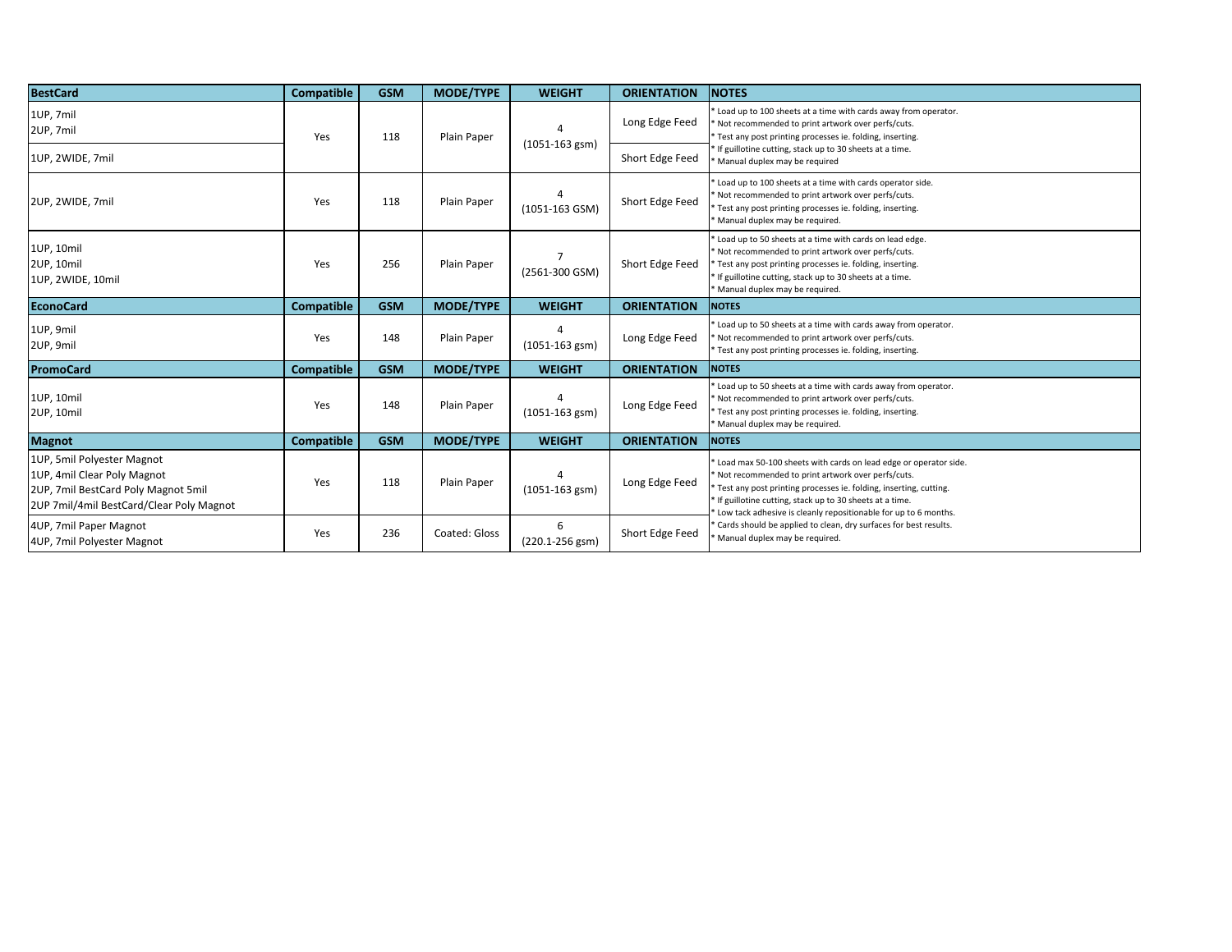| BestCard | Compatible | GSM | MODE/TYPE | WEIGHT | ORIENTATION | NOTES |
|---|---|---|---|---|---|---|
| 1UP, 7mil<br>2UP, 7mil | Yes | 118 | Plain Paper | 4<br>(1051-163 gsm) | Long Edge Feed | * Load up to 100 sheets at a time with cards away from operator.<br>* Not recommended to print artwork over perfs/cuts.<br>* Test any post printing processes ie. folding, inserting.<br>* If guillotine cutting, stack up to 30 sheets at a time.<br>* Manual duplex may be required |
| 1UP, 2WIDE, 7mil | | | | | Short Edge Feed | |
| 2UP, 2WIDE, 7mil | Yes | 118 | Plain Paper | 4<br>(1051-163 GSM) | Short Edge Feed | * Load up to 100 sheets at a time with cards operator side.<br>* Not recommended to print artwork over perfs/cuts.<br>* Test any post printing processes ie. folding, inserting.<br>* Manual duplex may be required. |
| 1UP, 10mil<br>2UP, 10mil<br>1UP, 2WIDE, 10mil | Yes | 256 | Plain Paper | 7<br>(2561-300 GSM) | Short Edge Feed | * Load up to 50 sheets at a time with cards on lead edge.<br>* Not recommended to print artwork over perfs/cuts.<br>* Test any post printing processes ie. folding, inserting.<br>* If guillotine cutting, stack up to 30 sheets at a time.<br>* Manual duplex may be required. |
| **EconoCard** | **Compatible** | **GSM** | **MODE/TYPE** | **WEIGHT** | **ORIENTATION** | **NOTES** |
| 1UP, 9mil<br>2UP, 9mil | Yes | 148 | Plain Paper | 4<br>(1051-163 gsm) | Long Edge Feed | * Load up to 50 sheets at a time with cards away from operator.<br>* Not recommended to print artwork over perfs/cuts.<br>* Test any post printing processes ie. folding, inserting. |
| **PromoCard** | **Compatible** | **GSM** | **MODE/TYPE** | **WEIGHT** | **ORIENTATION** | **NOTES** |
| 1UP, 10mil<br>2UP, 10mil | Yes | 148 | Plain Paper | 4<br>(1051-163 gsm) | Long Edge Feed | * Load up to 50 sheets at a time with cards away from operator.<br>* Not recommended to print artwork over perfs/cuts.<br>* Test any post printing processes ie. folding, inserting.<br>* Manual duplex may be required. |
| **Magnot** | **Compatible** | **GSM** | **MODE/TYPE** | **WEIGHT** | **ORIENTATION** | **NOTES** |
| 1UP, 5mil Polyester Magnot<br>1UP, 4mil Clear Poly Magnot<br>2UP, 7mil BestCard Poly Magnot 5mil<br>2UP 7mil/4mil BestCard/Clear Poly Magnot | Yes | 118 | Plain Paper | 4<br>(1051-163 gsm) | Long Edge Feed | * Load max 50-100 sheets with cards on lead edge or operator side.<br>* Not recommended to print artwork over perfs/cuts.<br>* Test any post printing processes ie. folding, inserting, cutting.<br>* If guillotine cutting, stack up to 30 sheets at a time.<br>* Low tack adhesive is cleanly repositionable for up to 6 months.<br>* Cards should be applied to clean, dry surfaces for best results.<br>* Manual duplex may be required. |
| 4UP, 7mil Paper Magnot<br>4UP, 7mil Polyester Magnot | Yes | 236 | Coated: Gloss | 6<br>(220.1-256 gsm) | Short Edge Feed | |